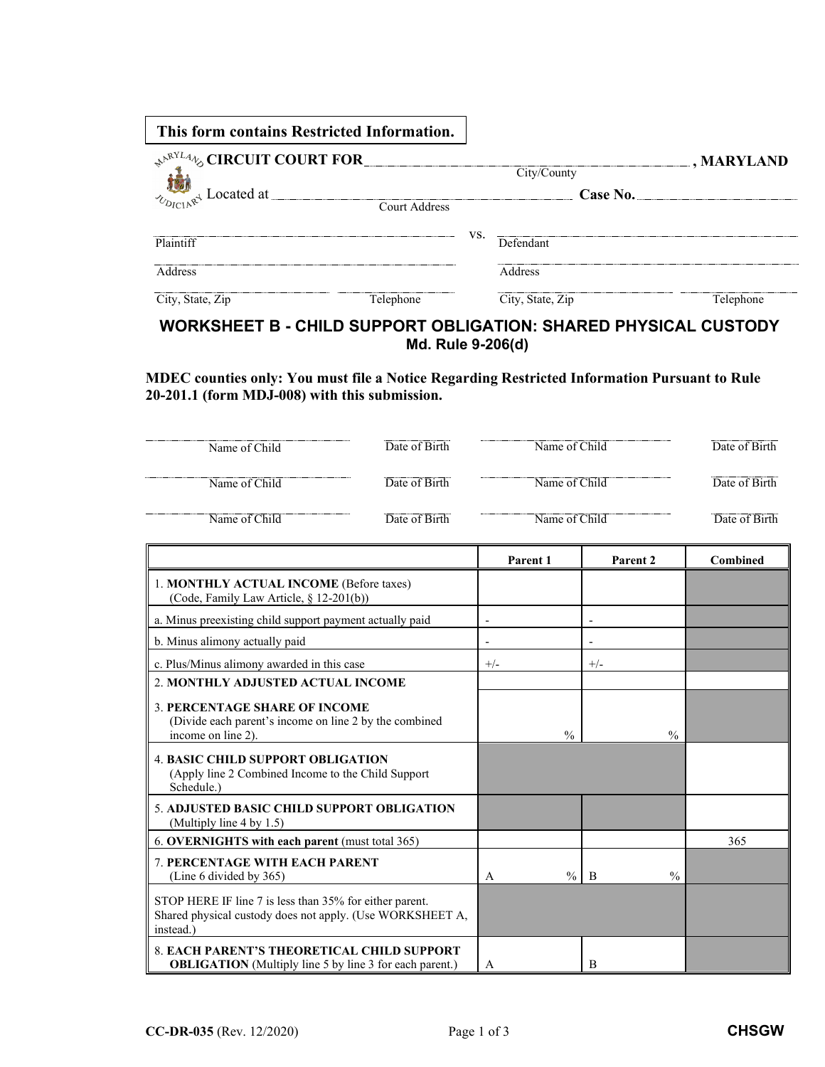**This form contains Restricted Information.**

**CIRCUIT COURT FOR** ______________________________ **, MARYLAND**
City/County

Located at ______________________________ **Case No.** ______________
Court Address

______________________________ vs. ______________________________
Plaintiff | Defendant

______________________________ ______________________________
Address | Address

______________ ______________ ______________ ______________
City, State, Zip | Telephone | City, State, Zip | Telephone

## WORKSHEET B - CHILD SUPPORT OBLIGATION: SHARED PHYSICAL CUSTODY
### Md. Rule 9-206(d)

**MDEC counties only: You must file a Notice Regarding Restricted Information Pursuant to Rule 20-201.1 (form MDJ-008) with this submission.**

| Name of Child | Date of Birth | Name of Child | Date of Birth |
|---|---|---|---|
| | | | |
| | | | |
| | | | |

| | Parent 1 | Parent 2 | Combined |
|---|---|---|---|
| 1. **MONTHLY ACTUAL INCOME** (Before taxes) (Code, Family Law Article, § 12-201(b)) | | | |
| a. Minus preexisting child support payment actually paid | - | - | |
| b. Minus alimony actually paid | - | - | |
| c. Plus/Minus alimony awarded in this case | +/- | +/- | |
| 2. **MONTHLY ADJUSTED ACTUAL INCOME** | | | |
| 3. **PERCENTAGE SHARE OF INCOME** (Divide each parent's income on line 2 by the combined income on line 2). | % | % | |
| 4. **BASIC CHILD SUPPORT OBLIGATION** (Apply line 2 Combined Income to the Child Support Schedule.) | | | |
| 5. **ADJUSTED BASIC CHILD SUPPORT OBLIGATION** (Multiply line 4 by 1.5) | | | |
| 6. **OVERNIGHTS with each parent** (must total 365) | | | 365 |
| 7. **PERCENTAGE WITH EACH PARENT** (Line 6 divided by 365) | A % | B % | |
| STOP HERE IF line 7 is less than 35% for either parent. Shared physical custody does not apply. (Use WORKSHEET A, instead.) | | | |
| 8. **EACH PARENT'S THEORETICAL CHILD SUPPORT OBLIGATION** (Multiply line 5 by line 3 for each parent.) | A | B | |

**CC-DR-035** (Rev. 12/2020) **CHSGW**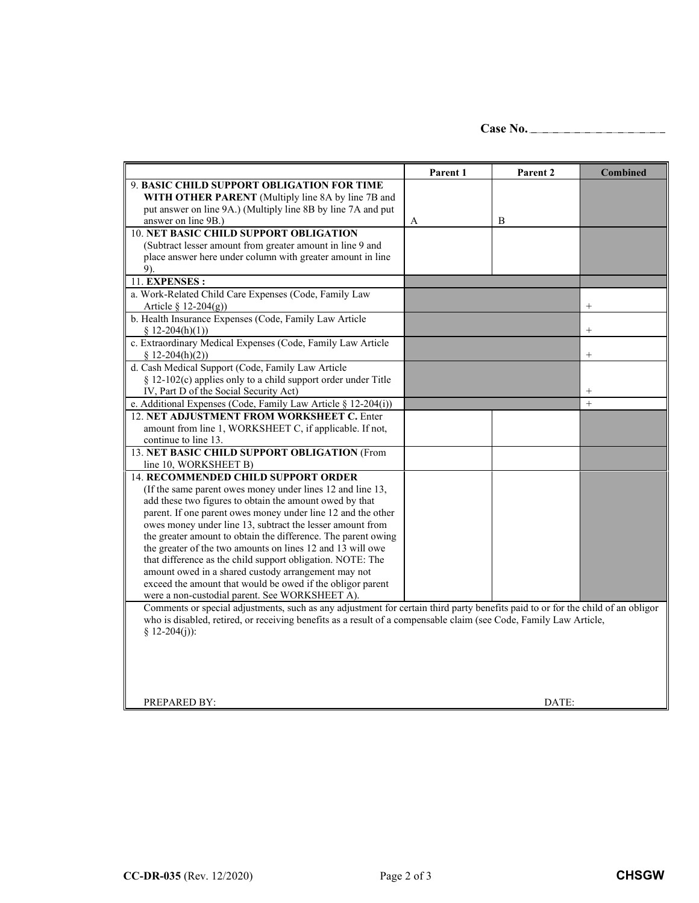Case No. ____________________

| | Parent 1 | Parent 2 | Combined |
|---|---|---|---|
| 9. **BASIC CHILD SUPPORT OBLIGATION FOR TIME WITH OTHER PARENT** (Multiply line 8A by line 7B and put answer on line 9A.) (Multiply line 8B by line 7A and put answer on line 9B.) | A | B | |
| 10. **NET BASIC CHILD SUPPORT OBLIGATION** (Subtract lesser amount from greater amount in line 9 and place answer here under column with greater amount in line 9). | | | |
| 11. **EXPENSES :** | | | |
| a. Work-Related Child Care Expenses (Code, Family Law Article § 12-204(g)) | | | + |
| b. Health Insurance Expenses (Code, Family Law Article § 12-204(h)(1)) | | | + |
| c. Extraordinary Medical Expenses (Code, Family Law Article § 12-204(h)(2)) | | | + |
| d. Cash Medical Support (Code, Family Law Article § 12-102(c) applies only to a child support order under Title IV, Part D of the Social Security Act) | | | + |
| e. Additional Expenses (Code, Family Law Article § 12-204(i)) | | | + |
| 12. **NET ADJUSTMENT FROM WORKSHEET C.** Enter amount from line 1, WORKSHEET C, if applicable. If not, continue to line 13. | | | |
| 13. **NET BASIC CHILD SUPPORT OBLIGATION** (From line 10, WORKSHEET B) | | | |
| 14. **RECOMMENDED CHILD SUPPORT ORDER** (If the same parent owes money under lines 12 and line 13, add these two figures to obtain the amount owed by that parent. If one parent owes money under line 12 and the other owes money under line 13, subtract the lesser amount from the greater amount to obtain the difference. The parent owing the greater of the two amounts on lines 12 and 13 will owe that difference as the child support obligation. NOTE: The amount owed in a shared custody arrangement may not exceed the amount that would be owed if the obligor parent were a non-custodial parent. See WORKSHEET A). | | | |

Comments or special adjustments, such as any adjustment for certain third party benefits paid to or for the child of an obligor who is disabled, retired, or receiving benefits as a result of a compensable claim (see Code, Family Law Article, § 12-204(j)):

PREPARED BY: DATE:

CC-DR-035 (Rev. 12/2020) CHSGW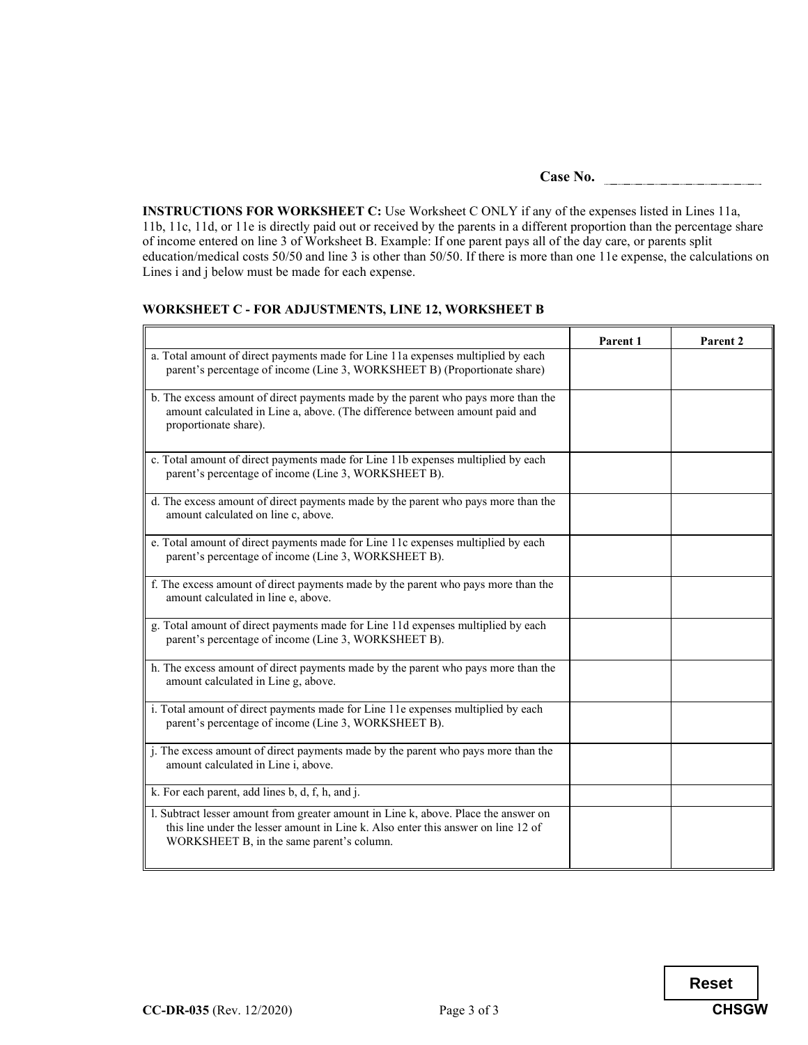Case No. ____________________

**INSTRUCTIONS FOR WORKSHEET C:** Use Worksheet C ONLY if any of the expenses listed in Lines 11a, 11b, 11c, 11d, or 11e is directly paid out or received by the parents in a different proportion than the percentage share of income entered on line 3 of Worksheet B. Example: If one parent pays all of the day care, or parents split education/medical costs 50/50 and line 3 is other than 50/50. If there is more than one 11e expense, the calculations on Lines i and j below must be made for each expense.

**WORKSHEET C - FOR ADJUSTMENTS, LINE 12, WORKSHEET B**

| | Parent 1 | Parent 2 |
|---|---|---|
| a. Total amount of direct payments made for Line 11a expenses multiplied by each parent's percentage of income (Line 3, WORKSHEET B) (Proportionate share) | | |
| b. The excess amount of direct payments made by the parent who pays more than the amount calculated in Line a, above. (The difference between amount paid and proportionate share). | | |
| c. Total amount of direct payments made for Line 11b expenses multiplied by each parent's percentage of income (Line 3, WORKSHEET B). | | |
| d. The excess amount of direct payments made by the parent who pays more than the amount calculated on line c, above. | | |
| e. Total amount of direct payments made for Line 11c expenses multiplied by each parent's percentage of income (Line 3, WORKSHEET B). | | |
| f. The excess amount of direct payments made by the parent who pays more than the amount calculated in line e, above. | | |
| g. Total amount of direct payments made for Line 11d expenses multiplied by each parent's percentage of income (Line 3, WORKSHEET B). | | |
| h. The excess amount of direct payments made by the parent who pays more than the amount calculated in Line g, above. | | |
| i. Total amount of direct payments made for Line 11e expenses multiplied by each parent's percentage of income (Line 3, WORKSHEET B). | | |
| j. The excess amount of direct payments made by the parent who pays more than the amount calculated in Line i, above. | | |
| k. For each parent, add lines b, d, f, h, and j. | | |
| l. Subtract lesser amount from greater amount in Line k, above. Place the answer on this line under the lesser amount in Line k. Also enter this answer on line 12 of WORKSHEET B, in the same parent's column. | | |

Reset

**CC-DR-035** (Rev. 12/2020) **CHSGW**